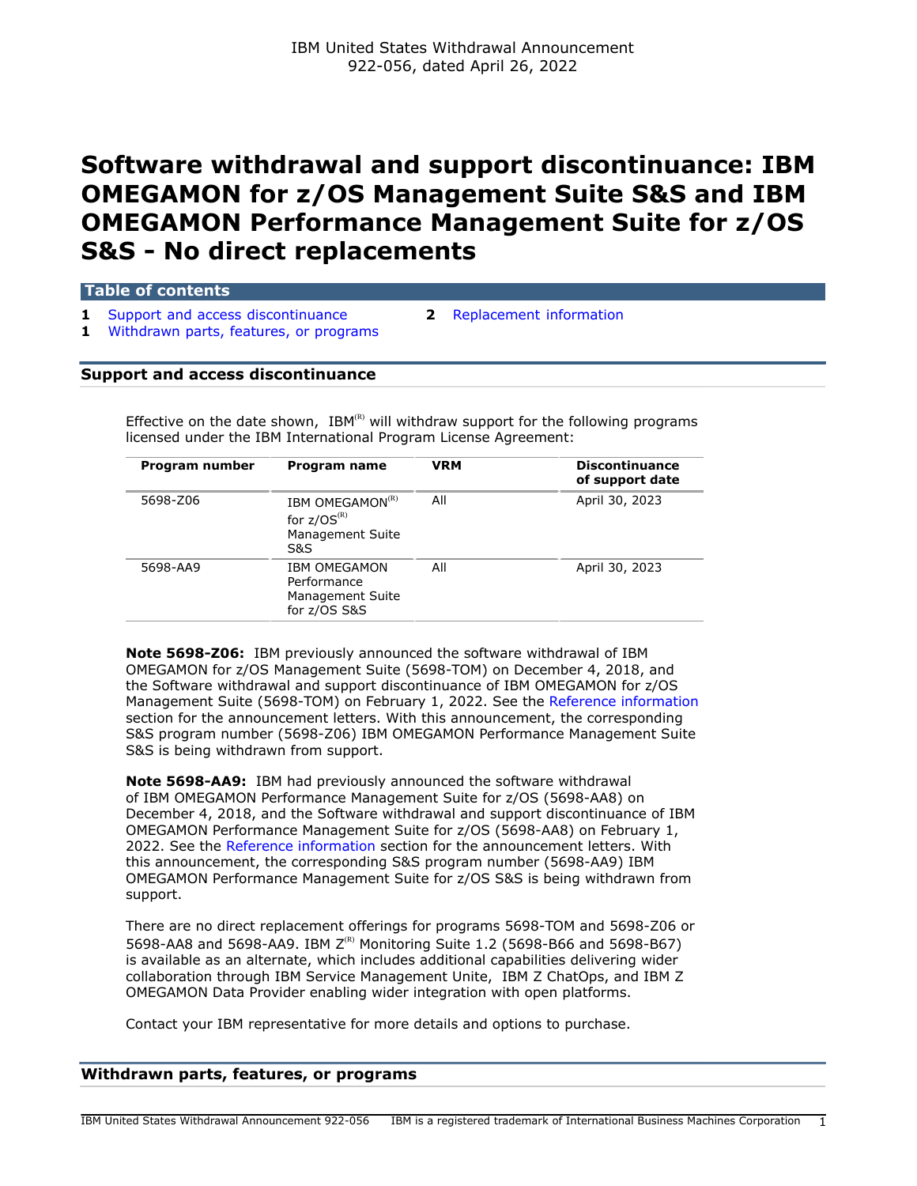IBM United States Withdrawal Announcement
922-056, dated April 26, 2022

# Software withdrawal and support discontinuance: IBM OMEGAMON for z/OS Management Suite S&S and IBM OMEGAMON Performance Management Suite for z/OS S&S - No direct replacements

## Table of contents

- 1 Support and access discontinuance
- 1 Withdrawn parts, features, or programs
- 2 Replacement information

## Support and access discontinuance

Effective on the date shown, IBM(R) will withdraw support for the following programs licensed under the IBM International Program License Agreement:

| Program number | Program name | VRM | Discontinuance of support date |
|---|---|---|---|
| 5698-Z06 | IBM OMEGAMON(R) for z/OS(R) Management Suite S&S | All | April 30, 2023 |
| 5698-AA9 | IBM OMEGAMON Performance Management Suite for z/OS S&S | All | April 30, 2023 |

**Note 5698-Z06:** IBM previously announced the software withdrawal of IBM OMEGAMON for z/OS Management Suite (5698-TOM) on December 4, 2018, and the Software withdrawal and support discontinuance of IBM OMEGAMON for z/OS Management Suite (5698-TOM) on February 1, 2022. See the Reference information section for the announcement letters. With this announcement, the corresponding S&S program number (5698-Z06) IBM OMEGAMON Performance Management Suite S&S is being withdrawn from support.

**Note 5698-AA9:** IBM had previously announced the software withdrawal of IBM OMEGAMON Performance Management Suite for z/OS (5698-AA8) on December 4, 2018, and the Software withdrawal and support discontinuance of IBM OMEGAMON Performance Management Suite for z/OS (5698-AA8) on February 1, 2022. See the Reference information section for the announcement letters. With this announcement, the corresponding S&S program number (5698-AA9) IBM OMEGAMON Performance Management Suite for z/OS S&S is being withdrawn from support.

There are no direct replacement offerings for programs 5698-TOM and 5698-Z06 or 5698-AA8 and 5698-AA9. IBM Z(R) Monitoring Suite 1.2 (5698-B66 and 5698-B67) is available as an alternate, which includes additional capabilities delivering wider collaboration through IBM Service Management Unite, IBM Z ChatOps, and IBM Z OMEGAMON Data Provider enabling wider integration with open platforms.

Contact your IBM representative for more details and options to purchase.

## Withdrawn parts, features, or programs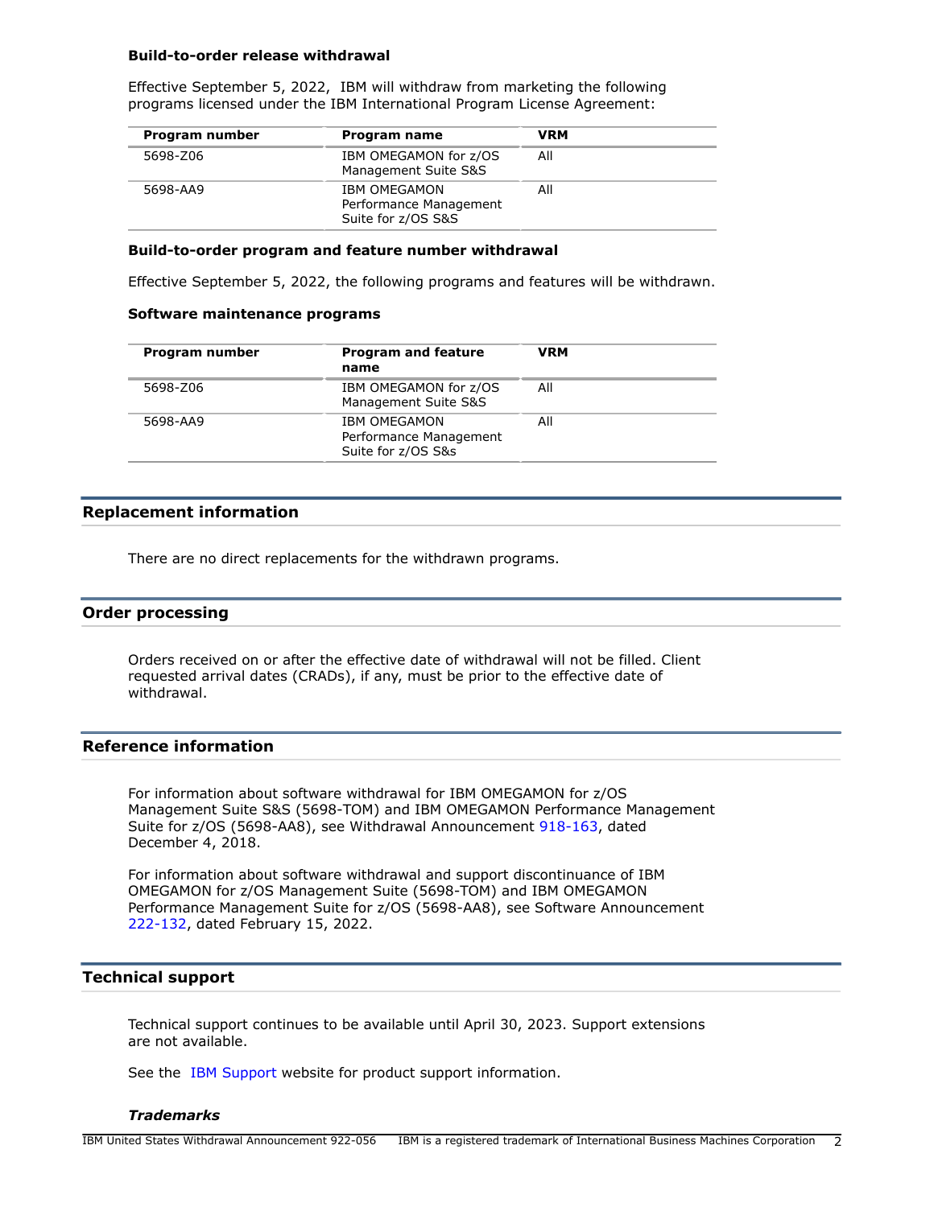**Build-to-order release withdrawal**

Effective September 5, 2022, IBM will withdraw from marketing the following programs licensed under the IBM International Program License Agreement:

| Program number | Program name | VRM |
|---|---|---|
| 5698-Z06 | IBM OMEGAMON for z/OS Management Suite S&S | All |
| 5698-AA9 | IBM OMEGAMON Performance Management Suite for z/OS S&S | All |

**Build-to-order program and feature number withdrawal**

Effective September 5, 2022, the following programs and features will be withdrawn.

**Software maintenance programs**

| Program number | Program and feature name | VRM |
|---|---|---|
| 5698-Z06 | IBM OMEGAMON for z/OS Management Suite S&S | All |
| 5698-AA9 | IBM OMEGAMON Performance Management Suite for z/OS S&s | All |

## Replacement information

There are no direct replacements for the withdrawn programs.

## Order processing

Orders received on or after the effective date of withdrawal will not be filled. Client requested arrival dates (CRADs), if any, must be prior to the effective date of withdrawal.

## Reference information

For information about software withdrawal for IBM OMEGAMON for z/OS Management Suite S&S (5698-TOM) and IBM OMEGAMON Performance Management Suite for z/OS (5698-AA8), see Withdrawal Announcement 918-163, dated December 4, 2018.

For information about software withdrawal and support discontinuance of IBM OMEGAMON for z/OS Management Suite (5698-TOM) and IBM OMEGAMON Performance Management Suite for z/OS (5698-AA8), see Software Announcement 222-132, dated February 15, 2022.

## Technical support

Technical support continues to be available until April 30, 2023. Support extensions are not available.

See the IBM Support website for product support information.

***Trademarks***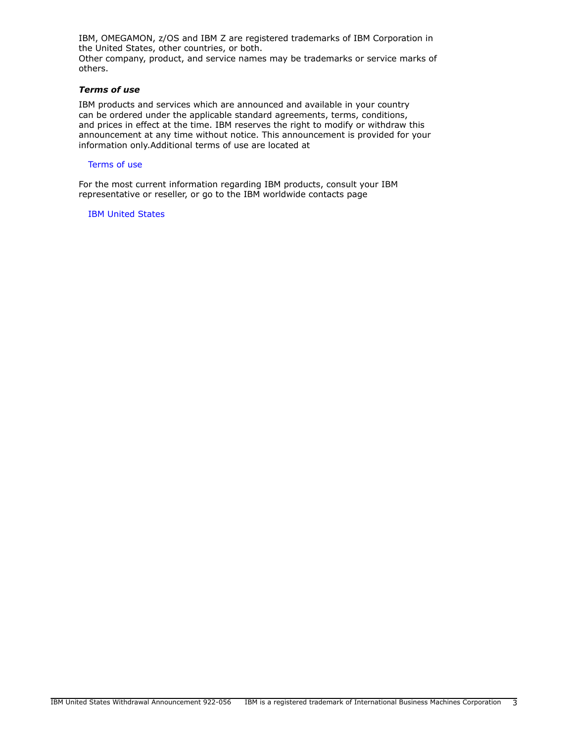IBM, OMEGAMON, z/OS and IBM Z are registered trademarks of IBM Corporation in the United States, other countries, or both.
Other company, product, and service names may be trademarks or service marks of others.

***Terms of use***

IBM products and services which are announced and available in your country can be ordered under the applicable standard agreements, terms, conditions, and prices in effect at the time. IBM reserves the right to modify or withdraw this announcement at any time without notice. This announcement is provided for your information only.Additional terms of use are located at

Terms of use

For the most current information regarding IBM products, consult your IBM representative or reseller, or go to the IBM worldwide contacts page

IBM United States